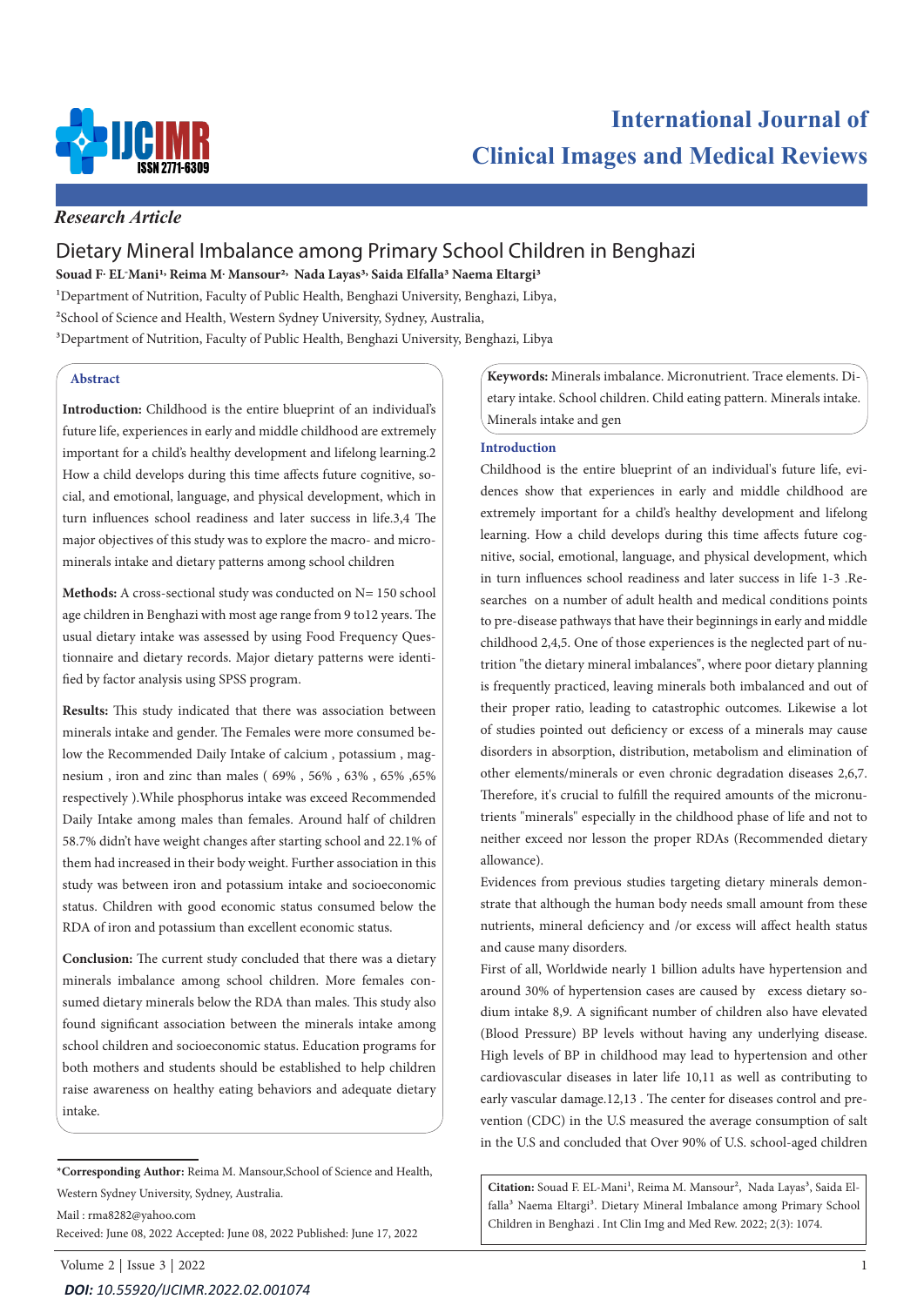*Research Article*

# Dietary Mineral Imbalance among Primary School Children in Benghazi

**Souad F. EL-Mani[1], Reima M. Mansour[2], Nada Layas[3], Saida Elfalla[3] Naema Eltargi[3]**

[1]Department of Nutrition, Faculty of Public Health, Benghazi University, Benghazi, Libya,

[2]School of Science and Health, Western Sydney University, Sydney, Australia,

[3]Department of Nutrition, Faculty of Public Health, Benghazi University, Benghazi, Libya

## Abstract

**Introduction:** Childhood is the entire blueprint of an individual's future life, experiences in early and middle childhood are extremely important for a child's healthy development and lifelong learning.2 How a child develops during this time affects future cognitive, social, and emotional, language, and physical development, which in turn influences school readiness and later success in life.3,4 The major objectives of this study was to explore the macro- and microminerals intake and dietary patterns among school children

**Methods:** A cross-sectional study was conducted on N= 150 school age children in Benghazi with most age range from 9 to12 years. The usual dietary intake was assessed by using Food Frequency Questionnaire and dietary records. Major dietary patterns were identified by factor analysis using SPSS program.

**Results:** This study indicated that there was association between minerals intake and gender. The Females were more consumed below the Recommended Daily Intake of calcium , potassium , magnesium , iron and zinc than males ( 69% , 56% , 63% , 65% ,65% respectively ).While phosphorus intake was exceed Recommended Daily Intake among males than females. Around half of children 58.7% didn't have weight changes after starting school and 22.1% of them had increased in their body weight. Further association in this study was between iron and potassium intake and socioeconomic status. Children with good economic status consumed below the RDA of iron and potassium than excellent economic status.

**Conclusion:** The current study concluded that there was a dietary minerals imbalance among school children. More females consumed dietary minerals below the RDA than males. This study also found significant association between the minerals intake among school children and socioeconomic status. Education programs for both mothers and students should be established to help children raise awareness on healthy eating behaviors and adequate dietary intake.

**Keywords:** Minerals imbalance. Micronutrient. Trace elements. Dietary intake. School children. Child eating pattern. Minerals intake. Minerals intake and gen

## Introduction

Childhood is the entire blueprint of an individual's future life, evidences show that experiences in early and middle childhood are extremely important for a child's healthy development and lifelong learning. How a child develops during this time affects future cognitive, social, and emotional, language, and physical development, which in turn influences school readiness and later success in life 1-3 .Researches on a number of adult health and medical conditions points to pre-disease pathways that have their beginnings in early and middle childhood 2,4,5. One of those experiences is the neglected part of nutrition "the dietary mineral imbalances", where poor dietary planning is frequently practiced, leaving minerals both imbalanced and out of their proper ratio, leading to catastrophic outcomes. Likewise a lot of studies pointed out deficiency or excess of a minerals may cause disorders in absorption, distribution, metabolism and elimination of other elements/minerals or even chronic degradation diseases 2,6,7. Therefore, it's crucial to fulfill the required amounts of the micronutrients "minerals" especially in the childhood phase of life and not to neither exceed nor lesson the proper RDAs (Recommended dietary allowance).

Evidences from previous studies targeting dietary minerals demonstrate that although the human body needs small amount from these nutrients, mineral deficiency and /or excess will affect health status and cause many disorders.

First of all, Worldwide nearly 1 billion adults have hypertension and around 30% of hypertension cases are caused by excess dietary sodium intake 8,9. A significant number of children also have elevated (Blood Pressure) BP levels without having any underlying disease. High levels of BP in childhood may lead to hypertension and other cardiovascular diseases in later life 10,11 as well as contributing to early vascular damage.12,13 . The center for diseases control and prevention (CDC) in the U.S measured the average consumption of salt in the U.S and concluded that Over 90% of U.S. school-aged children

---

*Corresponding Author: Reima M. Mansour,School of Science and Health, Western Sydney University, Sydney, Australia.

Mail : rma8282@yahoo.com

Received: June 08, 2022 Accepted: June 08, 2022 Published: June 17, 2022

**Citation:** Souad F. EL-Mani[1], Reima M. Mansour[2], Nada Layas[3], Saida Elfalla[3] Naema Eltargi[3]. Dietary Mineral Imbalance among Primary School Children in Benghazi . Int Clin Img and Med Rew. 2022; 2(3): 1074.

*DOI: 10.55920/IJCIMR.2022.02.001074*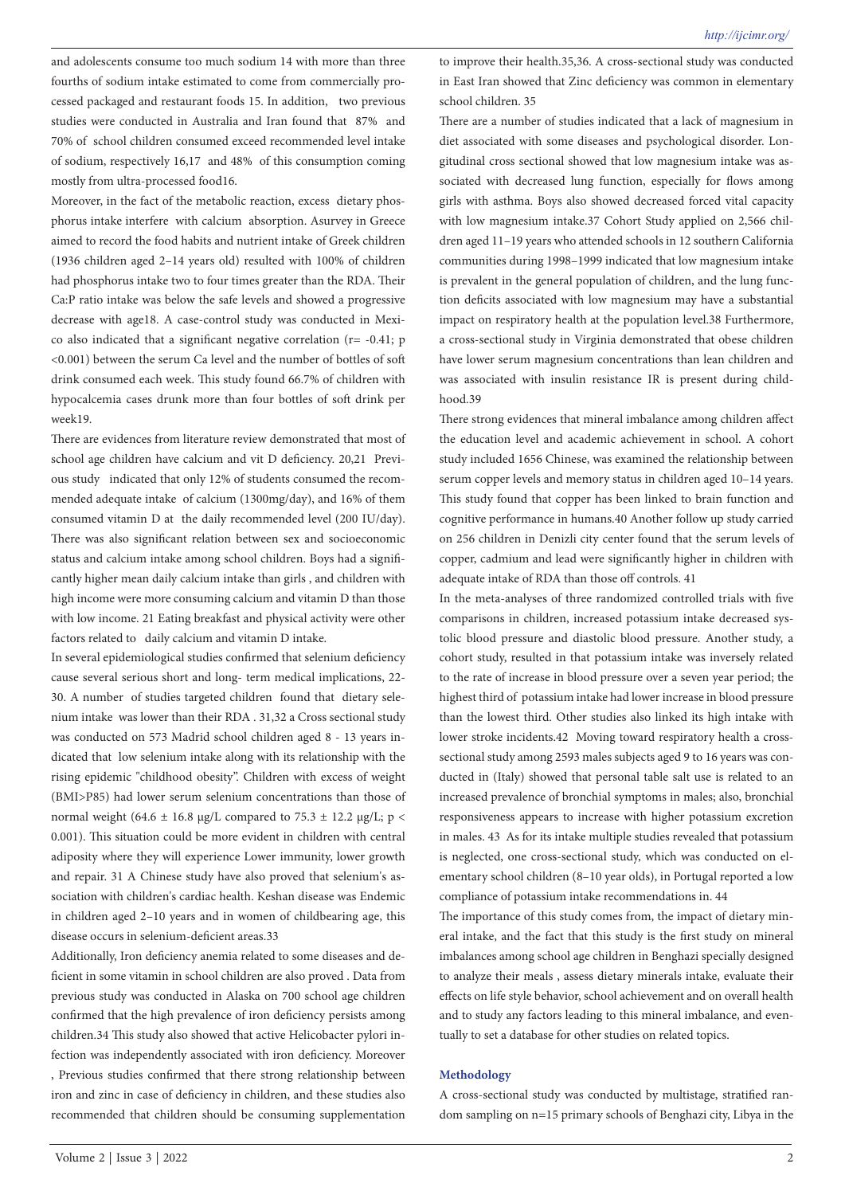and adolescents consume too much sodium 14 with more than three fourths of sodium intake estimated to come from commercially processed packaged and restaurant foods 15. In addition, two previous studies were conducted in Australia and Iran found that 87% and 70% of school children consumed exceed recommended level intake of sodium, respectively 16,17 and 48% of this consumption coming mostly from ultra-processed food16.

Moreover, in the fact of the metabolic reaction, excess dietary phosphorus intake interfere with calcium absorption. Asurvey in Greece aimed to record the food habits and nutrient intake of Greek children (1936 children aged 2–14 years old) resulted with 100% of children had phosphorus intake two to four times greater than the RDA. Their Ca:P ratio intake was below the safe levels and showed a progressive decrease with age18. A case-control study was conducted in Mexico also indicated that a significant negative correlation (r= -0.41; p <0.001) between the serum Ca level and the number of bottles of soft drink consumed each week. This study found 66.7% of children with hypocalcemia cases drunk more than four bottles of soft drink per week19.

There are evidences from literature review demonstrated that most of school age children have calcium and vit D deficiency. 20,21 Previous study indicated that only 12% of students consumed the recommended adequate intake of calcium (1300mg/day), and 16% of them consumed vitamin D at the daily recommended level (200 IU/day). There was also significant relation between sex and socioeconomic status and calcium intake among school children. Boys had a significantly higher mean daily calcium intake than girls , and children with high income were more consuming calcium and vitamin D than those with low income. 21 Eating breakfast and physical activity were other factors related to daily calcium and vitamin D intake.

In several epidemiological studies confirmed that selenium deficiency cause several serious short and long- term medical implications, 22-30. A number of studies targeted children found that dietary selenium intake was lower than their RDA . 31,32 a Cross sectional study was conducted on 573 Madrid school children aged 8 - 13 years indicated that low selenium intake along with its relationship with the rising epidemic "childhood obesity". Children with excess of weight (BMI>P85) had lower serum selenium concentrations than those of normal weight (64.6 ± 16.8 μg/L compared to 75.3 ± 12.2 μg/L; p < 0.001). This situation could be more evident in children with central adiposity where they will experience Lower immunity, lower growth and repair. 31 A Chinese study have also proved that selenium's association with children's cardiac health. Keshan disease was Endemic in children aged 2–10 years and in women of childbearing age, this disease occurs in selenium-deficient areas.33

Additionally, Iron deficiency anemia related to some diseases and deficient in some vitamin in school children are also proved . Data from previous study was conducted in Alaska on 700 school age children confirmed that the high prevalence of iron deficiency persists among children.34 This study also showed that active Helicobacter pylori infection was independently associated with iron deficiency. Moreover , Previous studies confirmed that there strong relationship between iron and zinc in case of deficiency in children, and these studies also recommended that children should be consuming supplementation to improve their health.35,36. A cross-sectional study was conducted in East Iran showed that Zinc deficiency was common in elementary school children. 35

There are a number of studies indicated that a lack of magnesium in diet associated with some diseases and psychological disorder. Longitudinal cross sectional showed that low magnesium intake was associated with decreased lung function, especially for flows among girls with asthma. Boys also showed decreased forced vital capacity with low magnesium intake.37 Cohort Study applied on 2,566 children aged 11–19 years who attended schools in 12 southern California communities during 1998–1999 indicated that low magnesium intake is prevalent in the general population of children, and the lung function deficits associated with low magnesium may have a substantial impact on respiratory health at the population level.38 Furthermore, a cross-sectional study in Virginia demonstrated that obese children have lower serum magnesium concentrations than lean children and was associated with insulin resistance IR is present during childhood.39

There strong evidences that mineral imbalance among children affect the education level and academic achievement in school. A cohort study included 1656 Chinese, was examined the relationship between serum copper levels and memory status in children aged 10–14 years. This study found that copper has been linked to brain function and cognitive performance in humans.40 Another follow up study carried on 256 children in Denizli city center found that the serum levels of copper, cadmium and lead were significantly higher in children with adequate intake of RDA than those off controls. 41

In the meta-analyses of three randomized controlled trials with five comparisons in children, increased potassium intake decreased systolic blood pressure and diastolic blood pressure. Another study, a cohort study, resulted in that potassium intake was inversely related to the rate of increase in blood pressure over a seven year period; the highest third of potassium intake had lower increase in blood pressure than the lowest third. Other studies also linked its high intake with lower stroke incidents.42 Moving toward respiratory health a cross-sectional study among 2593 males subjects aged 9 to 16 years was conducted in (Italy) showed that personal table salt use is related to an increased prevalence of bronchial symptoms in males; also, bronchial responsiveness appears to increase with higher potassium excretion in males. 43 As for its intake multiple studies revealed that potassium is neglected, one cross-sectional study, which was conducted on elementary school children (8–10 year olds), in Portugal reported a low compliance of potassium intake recommendations in. 44

The importance of this study comes from, the impact of dietary mineral intake, and the fact that this study is the first study on mineral imbalances among school age children in Benghazi specially designed to analyze their meals , assess dietary minerals intake, evaluate their effects on life style behavior, school achievement and on overall health and to study any factors leading to this mineral imbalance, and eventually to set a database for other studies on related topics.

## Methodology

A cross-sectional study was conducted by multistage, stratified random sampling on n=15 primary schools of Benghazi city, Libya in the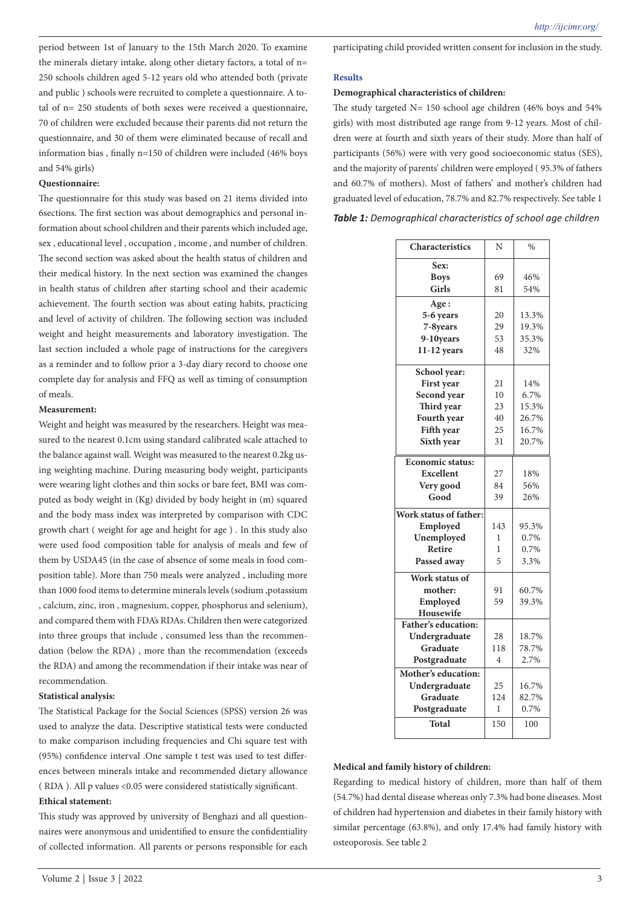period between 1st of January to the 15th March 2020. To examine the minerals dietary intake, along other dietary factors, a total of n= 250 schools children aged 5-12 years old who attended both (private and public ) schools were recruited to complete a questionnaire. A total of n= 250 students of both sexes were received a questionnaire, 70 of children were excluded because their parents did not return the questionnaire, and 30 of them were eliminated because of recall and information bias , finally n=150 of children were included (46% boys and 54% girls)

**Questionnaire:**

The questionnaire for this study was based on 21 items divided into 6sections. The first section was about demographics and personal information about school children and their parents which included age, sex , educational level , occupation , income , and number of children. The second section was asked about the health status of children and their medical history. In the next section was examined the changes in health status of children after starting school and their academic achievement. The fourth section was about eating habits, practicing and level of activity of children. The following section was included weight and height measurements and laboratory investigation. The last section included a whole page of instructions for the caregivers as a reminder and to follow prior a 3-day diary record to choose one complete day for analysis and FFQ as well as timing of consumption of meals.

**Measurement:**

Weight and height was measured by the researchers. Height was measured to the nearest 0.1cm using standard calibrated scale attached to the balance against wall. Weight was measured to the nearest 0.2kg using weighting machine. During measuring body weight, participants were wearing light clothes and thin socks or bare feet, BMI was computed as body weight in (Kg) divided by body height in (m) squared and the body mass index was interpreted by comparison with CDC growth chart ( weight for age and height for age ) . In this study also were used food composition table for analysis of meals and few of them by USDA45 (in the case of absence of some meals in food composition table). More than 750 meals were analyzed , including more than 1000 food items to determine minerals levels (sodium ,potassium , calcium, zinc, iron , magnesium, copper, phosphorus and selenium), and compared them with FDA's RDAs. Children then were categorized into three groups that include , consumed less than the recommendation (below the RDA) , more than the recommendation (exceeds the RDA) and among the recommendation if their intake was near of recommendation.

**Statistical analysis:**

The Statistical Package for the Social Sciences (SPSS) version 26 was used to analyze the data. Descriptive statistical tests were conducted to make comparison including frequencies and Chi square test with (95%) confidence interval .One sample t test was used to test differences between minerals intake and recommended dietary allowance ( RDA ). All p values <0.05 were considered statistically significant.

**Ethical statement:**

This study was approved by university of Benghazi and all questionnaires were anonymous and unidentified to ensure the confidentiality of collected information. All parents or persons responsible for each participating child provided written consent for inclusion in the study.

## Results

**Demographical characteristics of children:**

The study targeted N= 150 school age children (46% boys and 54% girls) with most distributed age range from 9-12 years. Most of children were at fourth and sixth years of their study. More than half of participants (56%) were with very good socioeconomic status (SES), and the majority of parents' children were employed ( 95.3% of fathers and 60.7% of mothers). Most of fathers' and mother's children had graduated level of education, 78.7% and 82.7% respectively. See table 1

***Table 1:** Demographical characteristics of school age children*

| Characteristics | N | % |
|---|---|---|
| **Sex:** | | |
| **Boys** | 69 | 46% |
| **Girls** | 81 | 54% |
| **Age :** | | |
| **5-6 years** | 20 | 13.3% |
| **7-8years** | 29 | 19.3% |
| **9-10years** | 53 | 35.3% |
| **11-12 years** | 48 | 32% |
| **School year:** | | |
| **First year** | 21 | 14% |
| **Second year** | 10 | 6.7% |
| **Third year** | 23 | 15.3% |
| **Fourth year** | 40 | 26.7% |
| **Fifth year** | 25 | 16.7% |
| **Sixth year** | 31 | 20.7% |
| **Economic status:** | | |
| **Excellent** | 27 | 18% |
| **Very good** | 84 | 56% |
| **Good** | 39 | 26% |
| **Work status of father:** | | |
| **Employed** | 143 | 95.3% |
| **Unemployed** | 1 | 0.7% |
| **Retire** | 1 | 0.7% |
| **Passed away** | 5 | 3.3% |
| **Work status of mother:** | | |
| **Employed** | 91 | 60.7% |
| **Housewife** | 59 | 39.3% |
| **Father's education:** | | |
| **Undergraduate** | 28 | 18.7% |
| **Graduate** | 118 | 78.7% |
| **Postgraduate** | 4 | 2.7% |
| **Mother's education:** | | |
| **Undergraduate** | 25 | 16.7% |
| **Graduate** | 124 | 82.7% |
| **Postgraduate** | 1 | 0.7% |
| **Total** | 150 | 100 |

**Medical and family history of children:**

Regarding to medical history of children, more than half of them (54.7%) had dental disease whereas only 7.3% had bone diseases. Most of children had hypertension and diabetes in their family history with similar percentage (63.8%), and only 17.4% had family history with osteoporosis. See table 2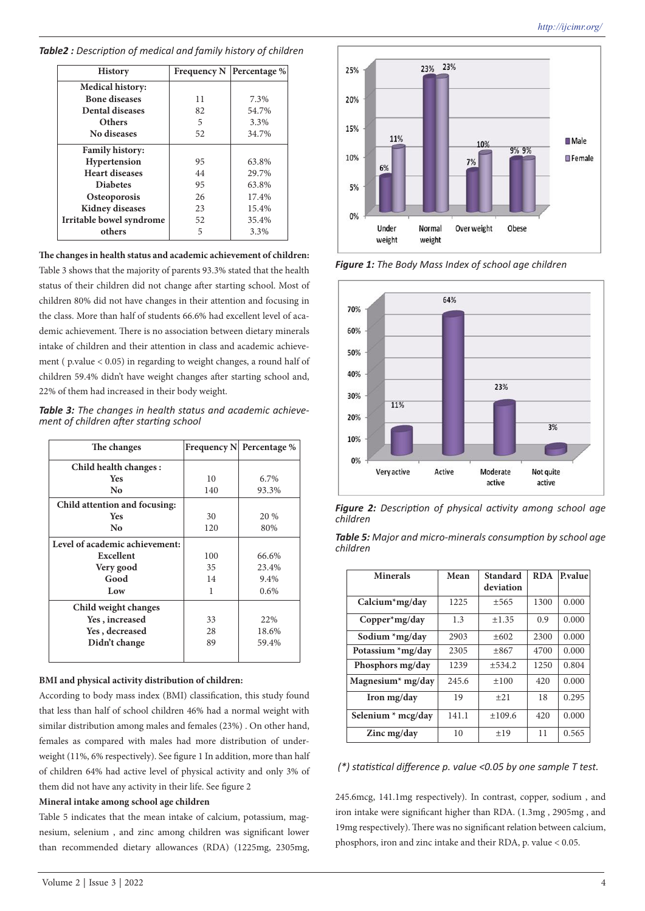***Table2 :** Description of medical and family history of children*

| History | Frequency N | Percentage % |
|---|---|---|
| **Medical history:** | | |
| **Bone diseases** | 11 | 7.3% |
| **Dental diseases** | 82 | 54.7% |
| **Others** | 5 | 3.3% |
| **No diseases** | 52 | 34.7% |
| **Family history:** | | |
| **Hypertension** | 95 | 63.8% |
| **Heart diseases** | 44 | 29.7% |
| **Diabetes** | 95 | 63.8% |
| **Osteoporosis** | 26 | 17.4% |
| **Kidney diseases** | 23 | 15.4% |
| **Irritable bowel syndrome** | 52 | 35.4% |
| **others** | 5 | 3.3% |

**The changes in health status and academic achievement of children:**

Table 3 shows that the majority of parents 93.3% stated that the health status of their children did not change after starting school. Most of children 80% did not have changes in their attention and focusing in the class. More than half of students 66.6% had excellent level of academic achievement. There is no association between dietary minerals intake of children and their attention in class and academic achievement ( p.value < 0.05) in regarding to weight changes, a round half of children 59.4% didn't have weight changes after starting school and, 22% of them had increased in their body weight.

***Table 3:** The changes in health status and academic achievement of children after starting school*

| The changes | Frequency N | Percentage % |
|---|---|---|
| **Child health changes :** | | |
| **Yes** | 10 | 6.7% |
| **No** | 140 | 93.3% |
| **Child attention and focusing:** | | |
| **Yes** | 30 | 20 % |
| **No** | 120 | 80% |
| **Level of academic achievement:** | | |
| **Excellent** | 100 | 66.6% |
| **Very good** | 35 | 23.4% |
| **Good** | 14 | 9.4% |
| **Low** | 1 | 0.6% |
| **Child weight changes** | | |
| **Yes , increased** | 33 | 22% |
| **Yes , decreased** | 28 | 18.6% |
| **Didn't change** | 89 | 59.4% |

**BMI and physical activity distribution of children:**

According to body mass index (BMI) classification, this study found that less than half of school children 46% had a normal weight with similar distribution among males and females (23%) . On other hand, females as compared with males had more distribution of underweight (11%, 6% respectively). See figure 1 In addition, more than half of children 64% had active level of physical activity and only 3% of them did not have any activity in their life. See figure 2

**Mineral intake among school age children**

Table 5 indicates that the mean intake of calcium, potassium, magnesium, selenium , and zinc among children was significant lower than recommended dietary allowances (RDA) (1225mg, 2305mg, 245.6mcg, 141.1mg respectively). In contrast, copper, sodium , and iron intake were significant higher than RDA. (1.3mg , 2905mg , and 19mg respectively). There was no significant relation between calcium, phosphors, iron and zinc intake and their RDA, p. value < 0.05.

***Figure 1:** The Body Mass Index of school age children*

***Figure 2:** Description of physical activity among school age children*

***Table 5:** Major and micro-minerals consumption by school age children*

| Minerals | Mean | Standard deviation | RDA | P.value |
|---|---|---|---|---|
| **Calcium*mg/day** | 1225 | ±565 | 1300 | 0.000 |
| **Copper*mg/day** | 1.3 | ±1.35 | 0.9 | 0.000 |
| **Sodium *mg/day** | 2903 | ±602 | 2300 | 0.000 |
| **Potassium *mg/day** | 2305 | ±867 | 4700 | 0.000 |
| **Phosphors mg/day** | 1239 | ±534.2 | 1250 | 0.804 |
| **Magnesium* mg/day** | 245.6 | ±100 | 420 | 0.000 |
| **Iron mg/day** | 19 | ±21 | 18 | 0.295 |
| **Selenium * mcg/day** | 141.1 | ±109.6 | 420 | 0.000 |
| **Zinc mg/day** | 10 | ±19 | 11 | 0.565 |

*(\*) statistical difference p. value <0.05 by one sample T test.*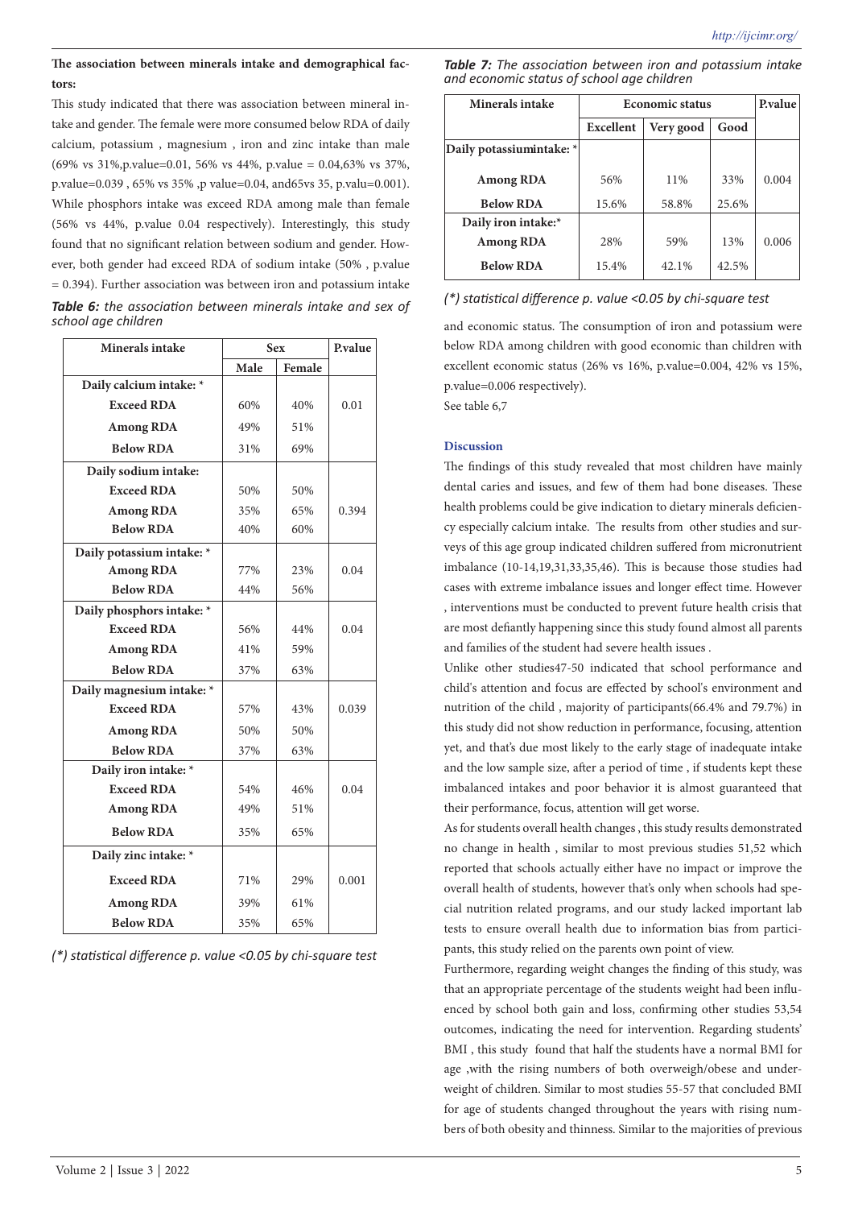**The association between minerals intake and demographical factors:**

This study indicated that there was association between mineral intake and gender. The female were more consumed below RDA of daily calcium, potassium , magnesium , iron and zinc intake than male (69% vs 31%,p.value=0.01, 56% vs 44%, p.value = 0.04,63% vs 37%, p.value=0.039 , 65% vs 35% ,p value=0.04, and65vs 35, p.valu=0.001). While phosphors intake was exceed RDA among male than female (56% vs 44%, p.value 0.04 respectively). Interestingly, this study found that no significant relation between sodium and gender. However, both gender had exceed RDA of sodium intake (50% , p.value = 0.394). Further association was between iron and potassium intake and economic status. The consumption of iron and potassium were below RDA among children with good economic than children with excellent economic status (26% vs 16%, p.value=0.004, 42% vs 15%, p.value=0.006 respectively).

See table 6,7

***Table 6:*** *the association between minerals intake and sex of school age children*

| Minerals intake | Sex | | P.value |
|---|---|---|---|
| | Male | Female | |
| **Daily calcium intake: *** | | | |
| **Exceed RDA** | 60% | 40% | 0.01 |
| **Among RDA** | 49% | 51% | |
| **Below RDA** | 31% | 69% | |
| **Daily sodium intake:** | | | |
| **Exceed RDA** | 50% | 50% | |
| **Among RDA** | 35% | 65% | 0.394 |
| **Below RDA** | 40% | 60% | |
| **Daily potassium intake: *** | | | |
| **Among RDA** | 77% | 23% | 0.04 |
| **Below RDA** | 44% | 56% | |
| **Daily phosphors intake: *** | | | |
| **Exceed RDA** | 56% | 44% | 0.04 |
| **Among RDA** | 41% | 59% | |
| **Below RDA** | 37% | 63% | |
| **Daily magnesium intake: *** | | | |
| **Exceed RDA** | 57% | 43% | 0.039 |
| **Among RDA** | 50% | 50% | |
| **Below RDA** | 37% | 63% | |
| **Daily iron intake: *** | | | |
| **Exceed RDA** | 54% | 46% | 0.04 |
| **Among RDA** | 49% | 51% | |
| **Below RDA** | 35% | 65% | |
| **Daily zinc intake: *** | | | |
| **Exceed RDA** | 71% | 29% | 0.001 |
| **Among RDA** | 39% | 61% | |
| **Below RDA** | 35% | 65% | |

*(*) statistical difference p. value <0.05 by chi-square test*

***Table 7:*** *The association between iron and potassium intake and economic status of school age children*

| Minerals intake | Economic status | | | P.value |
|---|---|---|---|---|
| | Excellent | Very good | Good | |
| **Daily potassiumintake: *** | | | | |
| **Among RDA** | 56% | 11% | 33% | 0.004 |
| **Below RDA** | 15.6% | 58.8% | 25.6% | |
| **Daily iron intake:*** | | | | |
| **Among RDA** | 28% | 59% | 13% | 0.006 |
| **Below RDA** | 15.4% | 42.1% | 42.5% | |

*(*) statistical difference p. value <0.05 by chi-square test*

## Discussion

The findings of this study revealed that most children have mainly dental caries and issues, and few of them had bone diseases. These health problems could be give indication to dietary minerals deficiency especially calcium intake. The results from other studies and surveys of this age group indicated children suffered from micronutrient imbalance (10-14,19,31,33,35,46). This is because those studies had cases with extreme imbalance issues and longer effect time. However , interventions must be conducted to prevent future health crisis that are most defiantly happening since this study found almost all parents and families of the student had severe health issues .

Unlike other studies47-50 indicated that school performance and child's attention and focus are effected by school's environment and nutrition of the child , majority of participants(66.4% and 79.7%) in this study did not show reduction in performance, focusing, attention yet, and that's due most likely to the early stage of inadequate intake and the low sample size, after a period of time , if students kept these imbalanced intakes and poor behavior it is almost guaranteed that their performance, focus, attention will get worse.

As for students overall health changes , this study results demonstrated no change in health , similar to most previous studies 51,52 which reported that schools actually either have no impact or improve the overall health of students, however that's only when schools had special nutrition related programs, and our study lacked important lab tests to ensure overall health due to information bias from participants, this study relied on the parents own point of view.

Furthermore, regarding weight changes the finding of this study, was that an appropriate percentage of the students weight had been influenced by school both gain and loss, confirming other studies 53,54 outcomes, indicating the need for intervention. Regarding students' BMI , this study found that half the students have a normal BMI for age ,with the rising numbers of both overweigh/obese and underweight of children. Similar to most studies 55-57 that concluded BMI for age of students changed throughout the years with rising numbers of both obesity and thinness. Similar to the majorities of previous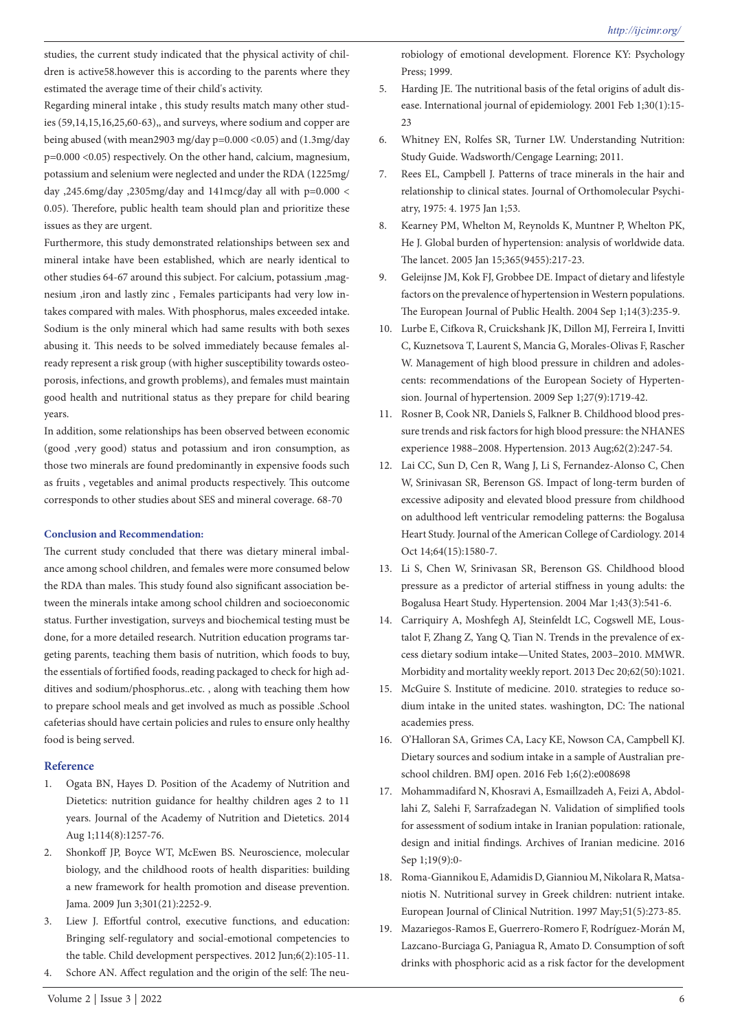studies, the current study indicated that the physical activity of children is active58.however this is according to the parents where they estimated the average time of their child's activity.

Regarding mineral intake , this study results match many other studies (59,14,15,16,25,60-63),, and surveys, where sodium and copper are being abused (with mean2903 mg/day p=0.000 <0.05) and (1.3mg/day p=0.000 <0.05) respectively. On the other hand, calcium, magnesium, potassium and selenium were neglected and under the RDA (1225mg/day ,245.6mg/day ,2305mg/day and 141mcg/day all with p=0.000 < 0.05). Therefore, public health team should plan and prioritize these issues as they are urgent.

Furthermore, this study demonstrated relationships between sex and mineral intake have been established, which are nearly identical to other studies 64-67 around this subject. For calcium, potassium ,magnesium ,iron and lastly zinc , Females participants had very low intakes compared with males. With phosphorus, males exceeded intake. Sodium is the only mineral which had same results with both sexes abusing it. This needs to be solved immediately because females already represent a risk group (with higher susceptibility towards osteoporosis, infections, and growth problems), and females must maintain good health and nutritional status as they prepare for child bearing years.

In addition, some relationships has been observed between economic (good ,very good) status and potassium and iron consumption, as those two minerals are found predominantly in expensive foods such as fruits , vegetables and animal products respectively. This outcome corresponds to other studies about SES and mineral coverage. 68-70

**Conclusion and Recommendation:**

The current study concluded that there was dietary mineral imbalance among school children, and females were more consumed below the RDA than males. This study found also significant association between the minerals intake among school children and socioeconomic status. Further investigation, surveys and biochemical testing must be done, for a more detailed research. Nutrition education programs targeting parents, teaching them basis of nutrition, which foods to buy, the essentials of fortified foods, reading packaged to check for high additives and sodium/phosphorus..etc. , along with teaching them how to prepare school meals and get involved as much as possible .School cafeterias should have certain policies and rules to ensure only healthy food is being served.

## Reference

1. Ogata BN, Hayes D. Position of the Academy of Nutrition and Dietetics: nutrition guidance for healthy children ages 2 to 11 years. Journal of the Academy of Nutrition and Dietetics. 2014 Aug 1;114(8):1257-76.
2. Shonkoff JP, Boyce WT, McEwen BS. Neuroscience, molecular biology, and the childhood roots of health disparities: building a new framework for health promotion and disease prevention. Jama. 2009 Jun 3;301(21):2252-9.
3. Liew J. Effortful control, executive functions, and education: Bringing self-regulatory and social-emotional competencies to the table. Child development perspectives. 2012 Jun;6(2):105-11.
4. Schore AN. Affect regulation and the origin of the self: The neurobiology of emotional development. Florence KY: Psychology Press; 1999.
5. Harding JE. The nutritional basis of the fetal origins of adult disease. International journal of epidemiology. 2001 Feb 1;30(1):15-23
6. Whitney EN, Rolfes SR, Turner LW. Understanding Nutrition: Study Guide. Wadsworth/Cengage Learning; 2011.
7. Rees EL, Campbell J. Patterns of trace minerals in the hair and relationship to clinical states. Journal of Orthomolecular Psychiatry, 1975: 4. 1975 Jan 1;53.
8. Kearney PM, Whelton M, Reynolds K, Muntner P, Whelton PK, He J. Global burden of hypertension: analysis of worldwide data. The lancet. 2005 Jan 15;365(9455):217-23.
9. Geleijnse JM, Kok FJ, Grobbee DE. Impact of dietary and lifestyle factors on the prevalence of hypertension in Western populations. The European Journal of Public Health. 2004 Sep 1;14(3):235-9.
10. Lurbe E, Cifkova R, Cruickshank JK, Dillon MJ, Ferreira I, Invitti C, Kuznetsova T, Laurent S, Mancia G, Morales-Olivas F, Rascher W. Management of high blood pressure in children and adolescents: recommendations of the European Society of Hypertension. Journal of hypertension. 2009 Sep 1;27(9):1719-42.
11. Rosner B, Cook NR, Daniels S, Falkner B. Childhood blood pressure trends and risk factors for high blood pressure: the NHANES experience 1988–2008. Hypertension. 2013 Aug;62(2):247-54.
12. Lai CC, Sun D, Cen R, Wang J, Li S, Fernandez-Alonso C, Chen W, Srinivasan SR, Berenson GS. Impact of long-term burden of excessive adiposity and elevated blood pressure from childhood on adulthood left ventricular remodeling patterns: the Bogalusa Heart Study. Journal of the American College of Cardiology. 2014 Oct 14;64(15):1580-7.
13. Li S, Chen W, Srinivasan SR, Berenson GS. Childhood blood pressure as a predictor of arterial stiffness in young adults: the Bogalusa Heart Study. Hypertension. 2004 Mar 1;43(3):541-6.
14. Carriquiry A, Moshfegh AJ, Steinfeldt LC, Cogswell ME, Loustalot F, Zhang Z, Yang Q, Tian N. Trends in the prevalence of excess dietary sodium intake—United States, 2003–2010. MMWR. Morbidity and mortality weekly report. 2013 Dec 20;62(50):1021.
15. McGuire S. Institute of medicine. 2010. strategies to reduce sodium intake in the united states. washington, DC: The national academies press.
16. O'Halloran SA, Grimes CA, Lacy KE, Nowson CA, Campbell KJ. Dietary sources and sodium intake in a sample of Australian preschool children. BMJ open. 2016 Feb 1;6(2):e008698
17. Mohammadifard N, Khosravi A, Esmaillzadeh A, Feizi A, Abdollahi Z, Salehi F, Sarrafzadegan N. Validation of simplified tools for assessment of sodium intake in Iranian population: rationale, design and initial findings. Archives of Iranian medicine. 2016 Sep 1;19(9):0-
18. Roma-Giannikou E, Adamidis D, Gianniou M, Nikolara R, Matsaniotis N. Nutritional survey in Greek children: nutrient intake. European Journal of Clinical Nutrition. 1997 May;51(5):273-85.
19. Mazariegos-Ramos E, Guerrero-Romero F, Rodríguez-Morán M, Lazcano-Burciaga G, Paniagua R, Amato D. Consumption of soft drinks with phosphoric acid as a risk factor for the development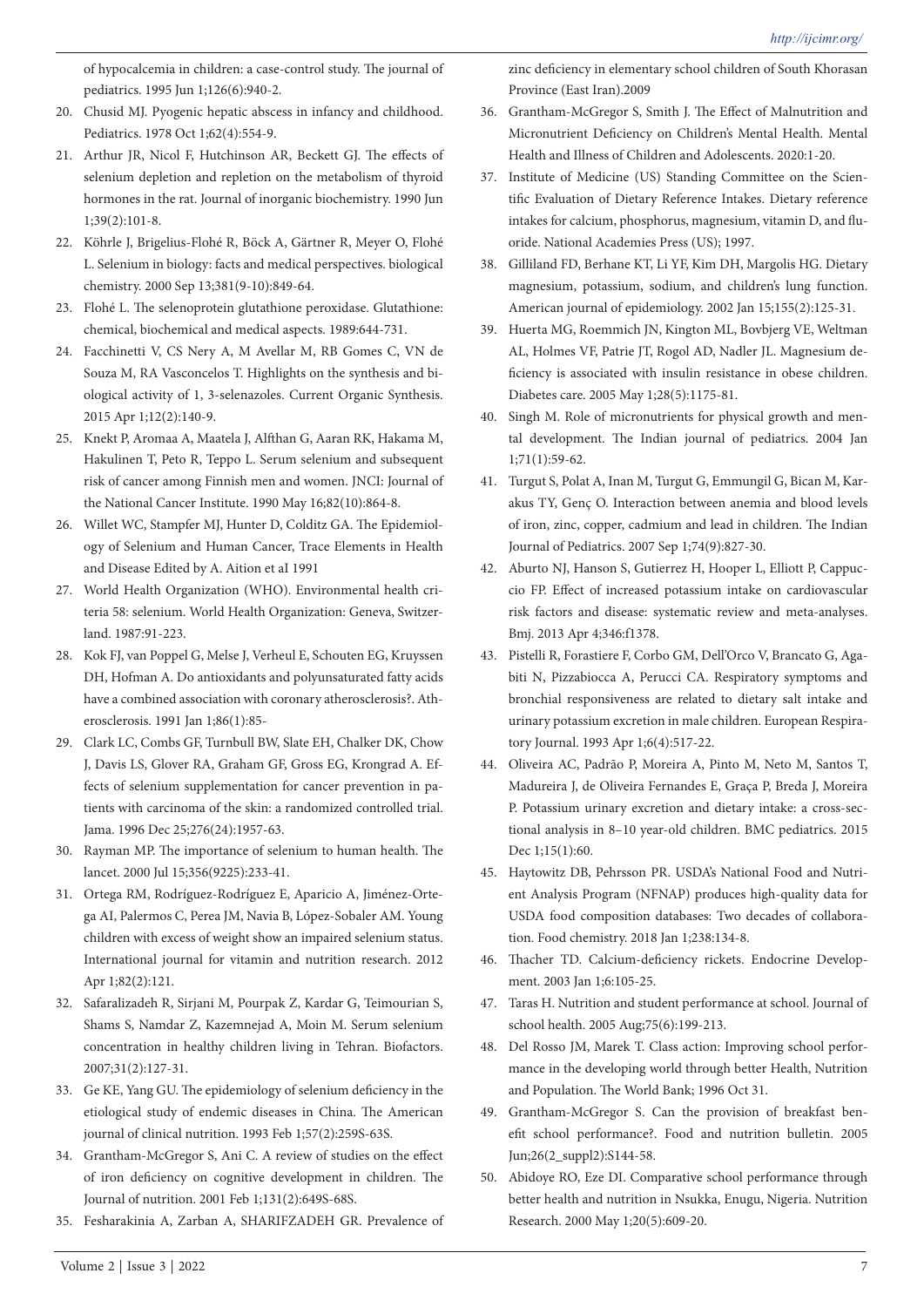of hypocalcemia in children: a case-control study. The journal of pediatrics. 1995 Jun 1;126(6):940-2.

20. Chusid MJ. Pyogenic hepatic abscess in infancy and childhood. Pediatrics. 1978 Oct 1;62(4):554-9.
21. Arthur JR, Nicol F, Hutchinson AR, Beckett GJ. The effects of selenium depletion and repletion on the metabolism of thyroid hormones in the rat. Journal of inorganic biochemistry. 1990 Jun 1;39(2):101-8.
22. Köhrle J, Brigelius-Flohé R, Böck A, Gärtner R, Meyer O, Flohé L. Selenium in biology: facts and medical perspectives. biological chemistry. 2000 Sep 13;381(9-10):849-64.
23. Flohé L. The selenoprotein glutathione peroxidase. Glutathione: chemical, biochemical and medical aspects. 1989:644-731.
24. Facchinetti V, CS Nery A, M Avellar M, RB Gomes C, VN de Souza M, RA Vasconcelos T. Highlights on the synthesis and biological activity of 1, 3-selenazoles. Current Organic Synthesis. 2015 Apr 1;12(2):140-9.
25. Knekt P, Aromaa A, Maatela J, Alfthan G, Aaran RK, Hakama M, Hakulinen T, Peto R, Teppo L. Serum selenium and subsequent risk of cancer among Finnish men and women. JNCI: Journal of the National Cancer Institute. 1990 May 16;82(10):864-8.
26. Willet WC, Stampfer MJ, Hunter D, Colditz GA. The Epidemiology of Selenium and Human Cancer, Trace Elements in Health and Disease Edited by A. Aition et aI 1991
27. World Health Organization (WHO). Environmental health criteria 58: selenium. World Health Organization: Geneva, Switzerland. 1987:91-223.
28. Kok FJ, van Poppel G, Melse J, Verheul E, Schouten EG, Kruyssen DH, Hofman A. Do antioxidants and polyunsaturated fatty acids have a combined association with coronary atherosclerosis?. Atherosclerosis. 1991 Jan 1;86(1):85-
29. Clark LC, Combs GF, Turnbull BW, Slate EH, Chalker DK, Chow J, Davis LS, Glover RA, Graham GF, Gross EG, Krongrad A. Effects of selenium supplementation for cancer prevention in patients with carcinoma of the skin: a randomized controlled trial. Jama. 1996 Dec 25;276(24):1957-63.
30. Rayman MP. The importance of selenium to human health. The lancet. 2000 Jul 15;356(9225):233-41.
31. Ortega RM, Rodríguez-Rodríguez E, Aparicio A, Jiménez-Ortega AI, Palermos C, Perea JM, Navia B, López-Sobaler AM. Young children with excess of weight show an impaired selenium status. International journal for vitamin and nutrition research. 2012 Apr 1;82(2):121.
32. Safaralizadeh R, Sirjani M, Pourpak Z, Kardar G, Teimourian S, Shams S, Namdar Z, Kazemnejad A, Moin M. Serum selenium concentration in healthy children living in Tehran. Biofactors. 2007;31(2):127-31.
33. Ge KE, Yang GU. The epidemiology of selenium deficiency in the etiological study of endemic diseases in China. The American journal of clinical nutrition. 1993 Feb 1;57(2):259S-63S.
34. Grantham-McGregor S, Ani C. A review of studies on the effect of iron deficiency on cognitive development in children. The Journal of nutrition. 2001 Feb 1;131(2):649S-68S.
35. Fesharakinia A, Zarban A, SHARIFZADEH GR. Prevalence of zinc deficiency in elementary school children of South Khorasan Province (East Iran).2009
36. Grantham-McGregor S, Smith J. The Effect of Malnutrition and Micronutrient Deficiency on Children's Mental Health. Mental Health and Illness of Children and Adolescents. 2020:1-20.
37. Institute of Medicine (US) Standing Committee on the Scientific Evaluation of Dietary Reference Intakes. Dietary reference intakes for calcium, phosphorus, magnesium, vitamin D, and fluoride. National Academies Press (US); 1997.
38. Gilliland FD, Berhane KT, Li YF, Kim DH, Margolis HG. Dietary magnesium, potassium, sodium, and children's lung function. American journal of epidemiology. 2002 Jan 15;155(2):125-31.
39. Huerta MG, Roemmich JN, Kington ML, Bovbjerg VE, Weltman AL, Holmes VF, Patrie JT, Rogol AD, Nadler JL. Magnesium deficiency is associated with insulin resistance in obese children. Diabetes care. 2005 May 1;28(5):1175-81.
40. Singh M. Role of micronutrients for physical growth and mental development. The Indian journal of pediatrics. 2004 Jan 1;71(1):59-62.
41. Turgut S, Polat A, Inan M, Turgut G, Emmungil G, Bican M, Karakus TY, Genç O. Interaction between anemia and blood levels of iron, zinc, copper, cadmium and lead in children. The Indian Journal of Pediatrics. 2007 Sep 1;74(9):827-30.
42. Aburto NJ, Hanson S, Gutierrez H, Hooper L, Elliott P, Cappuccio FP. Effect of increased potassium intake on cardiovascular risk factors and disease: systematic review and meta-analyses. Bmj. 2013 Apr 4;346:f1378.
43. Pistelli R, Forastiere F, Corbo GM, Dell'Orco V, Brancato G, Agabiti N, Pizzabiocca A, Perucci CA. Respiratory symptoms and bronchial responsiveness are related to dietary salt intake and urinary potassium excretion in male children. European Respiratory Journal. 1993 Apr 1;6(4):517-22.
44. Oliveira AC, Padrão P, Moreira A, Pinto M, Neto M, Santos T, Madureira J, de Oliveira Fernandes E, Graça P, Breda J, Moreira P. Potassium urinary excretion and dietary intake: a cross-sectional analysis in 8–10 year-old children. BMC pediatrics. 2015 Dec 1;15(1):60.
45. Haytowitz DB, Pehrsson PR. USDA's National Food and Nutrient Analysis Program (NFNAP) produces high-quality data for USDA food composition databases: Two decades of collaboration. Food chemistry. 2018 Jan 1;238:134-8.
46. Thacher TD. Calcium-deficiency rickets. Endocrine Development. 2003 Jan 1;6:105-25.
47. Taras H. Nutrition and student performance at school. Journal of school health. 2005 Aug;75(6):199-213.
48. Del Rosso JM, Marek T. Class action: Improving school performance in the developing world through better Health, Nutrition and Population. The World Bank; 1996 Oct 31.
49. Grantham-McGregor S. Can the provision of breakfast benefit school performance?. Food and nutrition bulletin. 2005 Jun;26(2_suppl2):S144-58.
50. Abidoye RO, Eze DI. Comparative school performance through better health and nutrition in Nsukka, Enugu, Nigeria. Nutrition Research. 2000 May 1;20(5):609-20.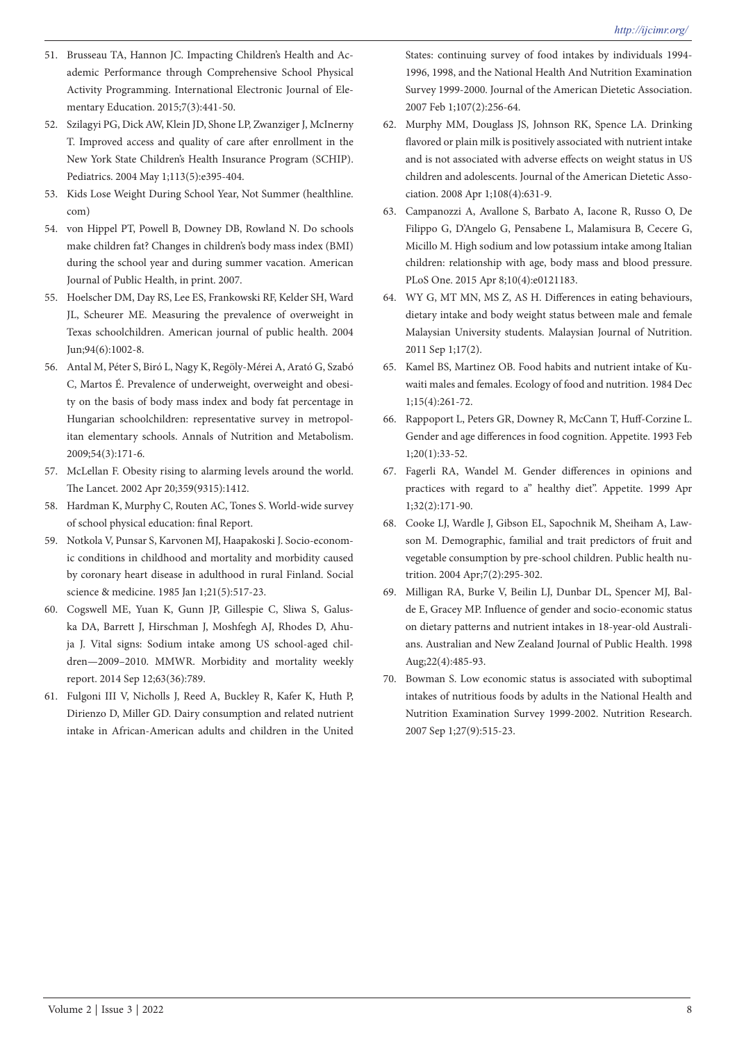51. Brusseau TA, Hannon JC. Impacting Children's Health and Academic Performance through Comprehensive School Physical Activity Programming. International Electronic Journal of Elementary Education. 2015;7(3):441-50.
52. Szilagyi PG, Dick AW, Klein JD, Shone LP, Zwanziger J, McInerny T. Improved access and quality of care after enrollment in the New York State Children's Health Insurance Program (SCHIP). Pediatrics. 2004 May 1;113(5):e395-404.
53. Kids Lose Weight During School Year, Not Summer (healthline.com)
54. von Hippel PT, Powell B, Downey DB, Rowland N. Do schools make children fat? Changes in children's body mass index (BMI) during the school year and during summer vacation. American Journal of Public Health, in print. 2007.
55. Hoelscher DM, Day RS, Lee ES, Frankowski RF, Kelder SH, Ward JL, Scheurer ME. Measuring the prevalence of overweight in Texas schoolchildren. American journal of public health. 2004 Jun;94(6):1002-8.
56. Antal M, Péter S, Biró L, Nagy K, Regöly-Mérei A, Arató G, Szabó C, Martos É. Prevalence of underweight, overweight and obesity on the basis of body mass index and body fat percentage in Hungarian schoolchildren: representative survey in metropolitan elementary schools. Annals of Nutrition and Metabolism. 2009;54(3):171-6.
57. McLellan F. Obesity rising to alarming levels around the world. The Lancet. 2002 Apr 20;359(9315):1412.
58. Hardman K, Murphy C, Routen AC, Tones S. World-wide survey of school physical education: final Report.
59. Notkola V, Punsar S, Karvonen MJ, Haapakoski J. Socio-economic conditions in childhood and mortality and morbidity caused by coronary heart disease in adulthood in rural Finland. Social science & medicine. 1985 Jan 1;21(5):517-23.
60. Cogswell ME, Yuan K, Gunn JP, Gillespie C, Sliwa S, Galuska DA, Barrett J, Hirschman J, Moshfegh AJ, Rhodes D, Ahuja J. Vital signs: Sodium intake among US school-aged children—2009–2010. MMWR. Morbidity and mortality weekly report. 2014 Sep 12;63(36):789.
61. Fulgoni III V, Nicholls J, Reed A, Buckley R, Kafer K, Huth P, Dirienzo D, Miller GD. Dairy consumption and related nutrient intake in African-American adults and children in the United States: continuing survey of food intakes by individuals 1994-1996, 1998, and the National Health And Nutrition Examination Survey 1999-2000. Journal of the American Dietetic Association. 2007 Feb 1;107(2):256-64.
62. Murphy MM, Douglass JS, Johnson RK, Spence LA. Drinking flavored or plain milk is positively associated with nutrient intake and is not associated with adverse effects on weight status in US children and adolescents. Journal of the American Dietetic Association. 2008 Apr 1;108(4):631-9.
63. Campanozzi A, Avallone S, Barbato A, Iacone R, Russo O, De Filippo G, D'Angelo G, Pensabene L, Malamisura B, Cecere G, Micillo M. High sodium and low potassium intake among Italian children: relationship with age, body mass and blood pressure. PLoS One. 2015 Apr 8;10(4):e0121183.
64. WY G, MT MN, MS Z, AS H. Differences in eating behaviours, dietary intake and body weight status between male and female Malaysian University students. Malaysian Journal of Nutrition. 2011 Sep 1;17(2).
65. Kamel BS, Martinez OB. Food habits and nutrient intake of Kuwaiti males and females. Ecology of food and nutrition. 1984 Dec 1;15(4):261-72.
66. Rappoport L, Peters GR, Downey R, McCann T, Huff-Corzine L. Gender and age differences in food cognition. Appetite. 1993 Feb 1;20(1):33-52.
67. Fagerli RA, Wandel M. Gender differences in opinions and practices with regard to a" healthy diet". Appetite. 1999 Apr 1;32(2):171-90.
68. Cooke LJ, Wardle J, Gibson EL, Sapochnik M, Sheiham A, Lawson M. Demographic, familial and trait predictors of fruit and vegetable consumption by pre-school children. Public health nutrition. 2004 Apr;7(2):295-302.
69. Milligan RA, Burke V, Beilin LJ, Dunbar DL, Spencer MJ, Balde E, Gracey MP. Influence of gender and socio-economic status on dietary patterns and nutrient intakes in 18-year-old Australians. Australian and New Zealand Journal of Public Health. 1998 Aug;22(4):485-93.
70. Bowman S. Low economic status is associated with suboptimal intakes of nutritious foods by adults in the National Health and Nutrition Examination Survey 1999-2002. Nutrition Research. 2007 Sep 1;27(9):515-23.